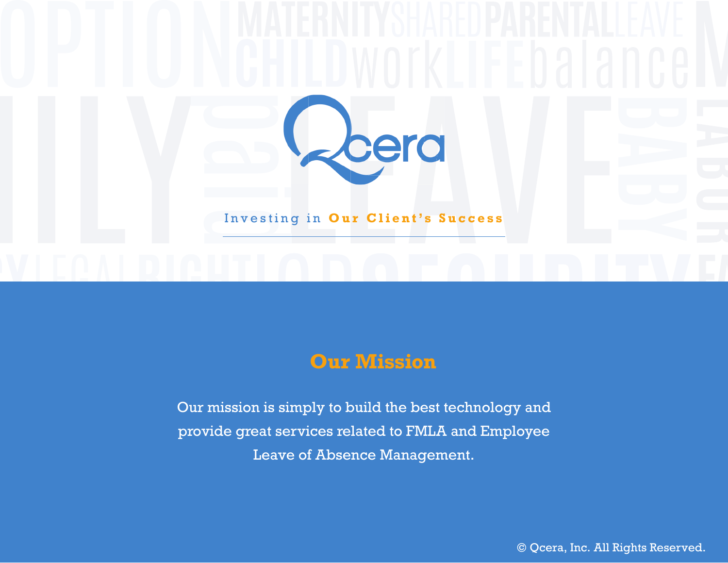# Qcera

Investing in **Our Client's Success**

## Our Mission

Our mission is simply to build the best technology and provide great services related to FMLA and Employee Leave of Absence Management.

© Qcera, Inc. All Rights Reserved.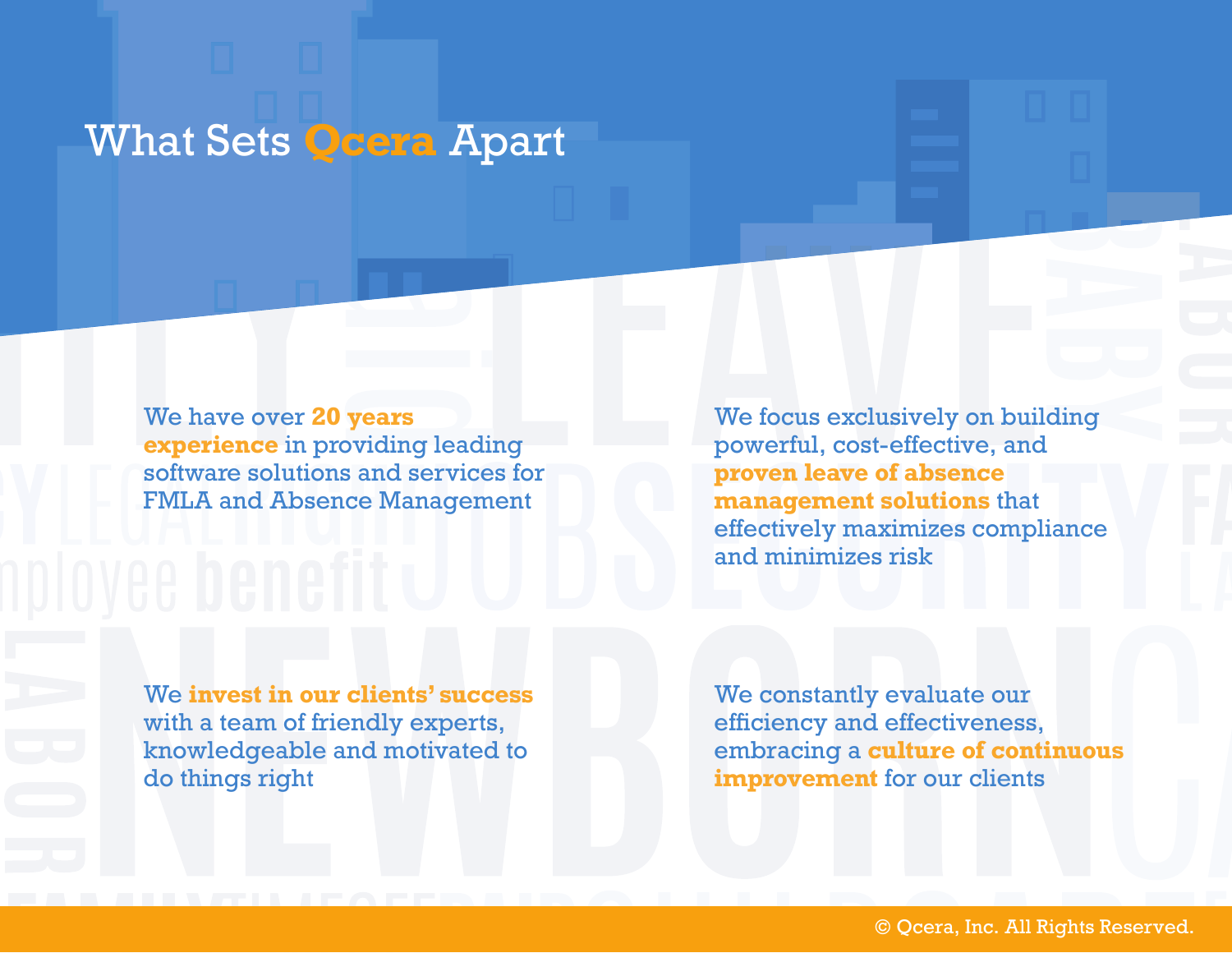# What Sets Qcera Apart

We have over **20 years experience** in providing leading software solutions and services for FMLA and Absence Management

We focus exclusively on building powerful, cost-effective, and **proven leave of absence management solutions** that effectively maximizes compliance and minimizes risk

We **invest in our clients' success** with a team of friendly experts, knowledgeable and motivated to do things right

We constantly evaluate our efficiency and effectiveness, embracing a **culture of continuous improvement** for our clients

© Qcera, Inc. All Rights Reserved.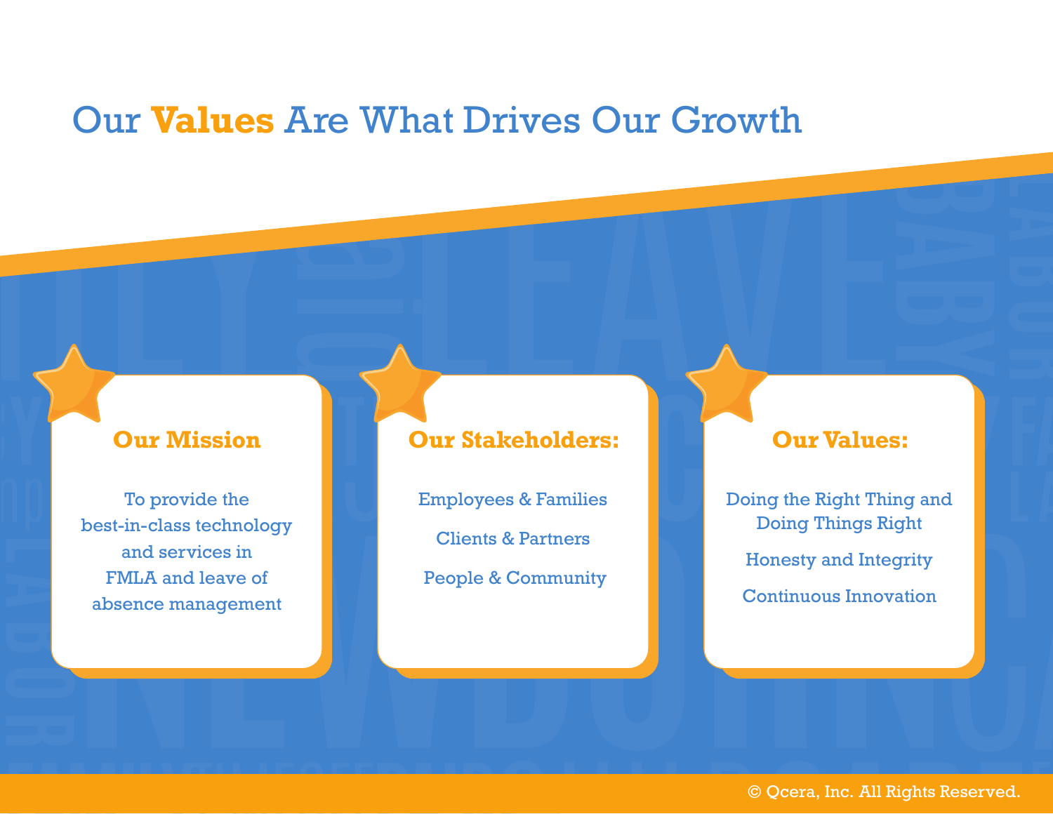# Our Values Are What Drives Our Growth

## Our Mission

To provide the best-in-class technology and services in FMLA and leave of absence management

## Our Stakeholders:

Employees & Families

Clients & Partners

People & Community

## Our Values:

Doing the Right Thing and Doing Things Right

Honesty and Integrity

Continuous Innovation

© Qcera, Inc. All Rights Reserved.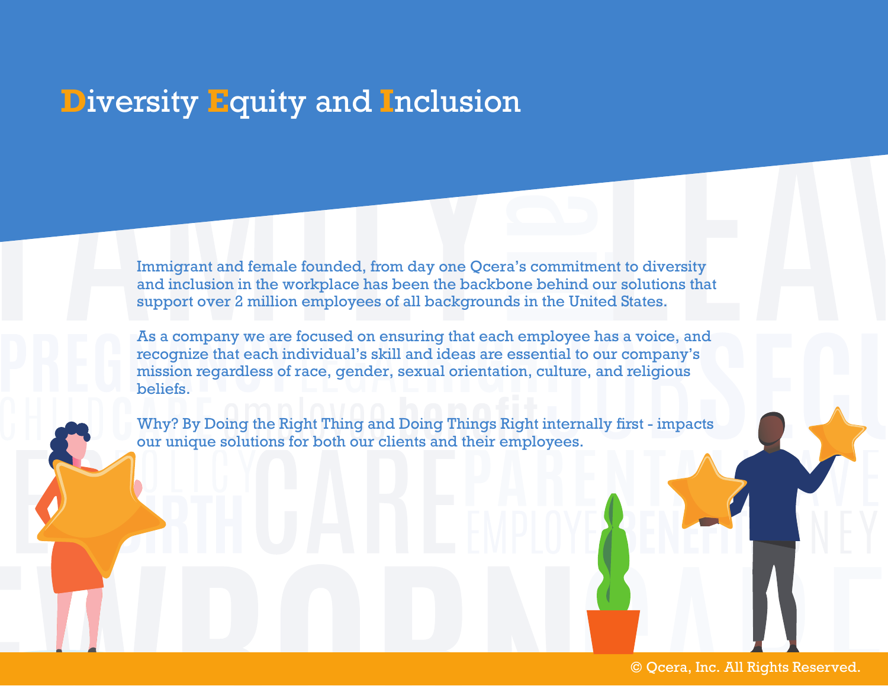# Diversity Equity and Inclusion

Immigrant and female founded, from day one Qcera's commitment to diversity and inclusion in the workplace has been the backbone behind our solutions that support over 2 million employees of all backgrounds in the United States.

As a company we are focused on ensuring that each employee has a voice, and recognize that each individual's skill and ideas are essential to our company's mission regardless of race, gender, sexual orientation, culture, and religious beliefs.

Why? By Doing the Right Thing and Doing Things Right internally first - impacts our unique solutions for both our clients and their employees.

© Qcera, Inc. All Rights Reserved.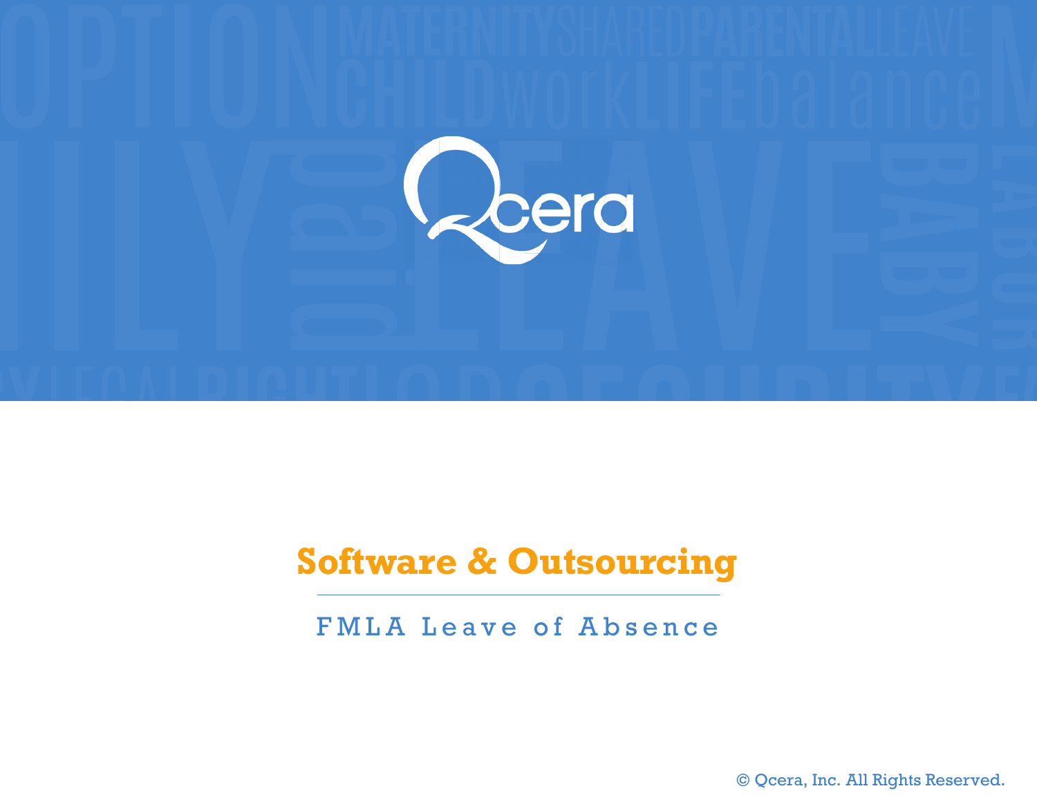## Software & Outsourcing

FMLA Leave of Absence

© Qcera, Inc. All Rights Reserved.